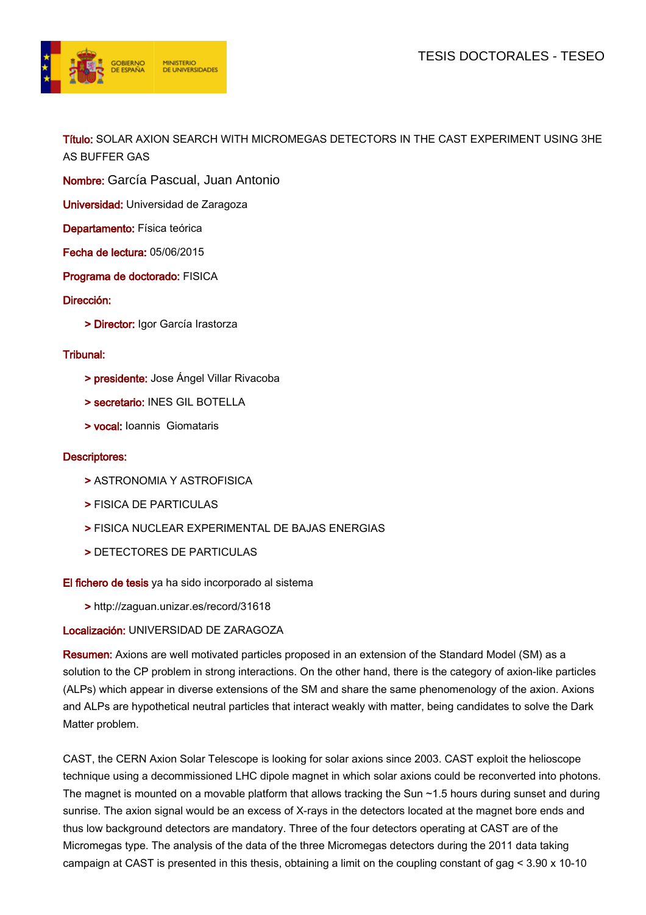TESIS DOCTORALES - TESEO

**Título:** SOLAR AXION SEARCH WITH MICROMEGAS DETECTORS IN THE CAST EXPERIMENT USING 3HE AS BUFFER GAS

**Nombre:** García Pascual, Juan Antonio

**Universidad:** Universidad de Zaragoza

**Departamento:** Física teórica

**Fecha de lectura:** 05/06/2015

**Programa de doctorado:** FISICA

**Dirección:**

- **Director:** Igor García Irastorza

**Tribunal:**

- **presidente:** Jose Ángel Villar Rivacoba
- **secretario:** INES GIL BOTELLA
- **vocal:** Ioannis Giomataris

**Descriptores:**

- ASTRONOMIA Y ASTROFISICA
- FISICA DE PARTICULAS
- FISICA NUCLEAR EXPERIMENTAL DE BAJAS ENERGIAS
- DETECTORES DE PARTICULAS

**El fichero de tesis** ya ha sido incorporado al sistema

- http://zaguan.unizar.es/record/31618

**Localización:** UNIVERSIDAD DE ZARAGOZA

**Resumen:** Axions are well motivated particles proposed in an extension of the Standard Model (SM) as a solution to the CP problem in strong interactions. On the other hand, there is the category of axion-like particles (ALPs) which appear in diverse extensions of the SM and share the same phenomenology of the axion. Axions and ALPs are hypothetical neutral particles that interact weakly with matter, being candidates to solve the Dark Matter problem.

CAST, the CERN Axion Solar Telescope is looking for solar axions since 2003. CAST exploit the helioscope technique using a decommissioned LHC dipole magnet in which solar axions could be reconverted into photons. The magnet is mounted on a movable platform that allows tracking the Sun ~1.5 hours during sunset and during sunrise. The axion signal would be an excess of X-rays in the detectors located at the magnet bore ends and thus low background detectors are mandatory. Three of the four detectors operating at CAST are of the Micromegas type. The analysis of the data of the three Micromegas detectors during the 2011 data taking campaign at CAST is presented in this thesis, obtaining a limit on the coupling constant of gag < 3.90 x 10-10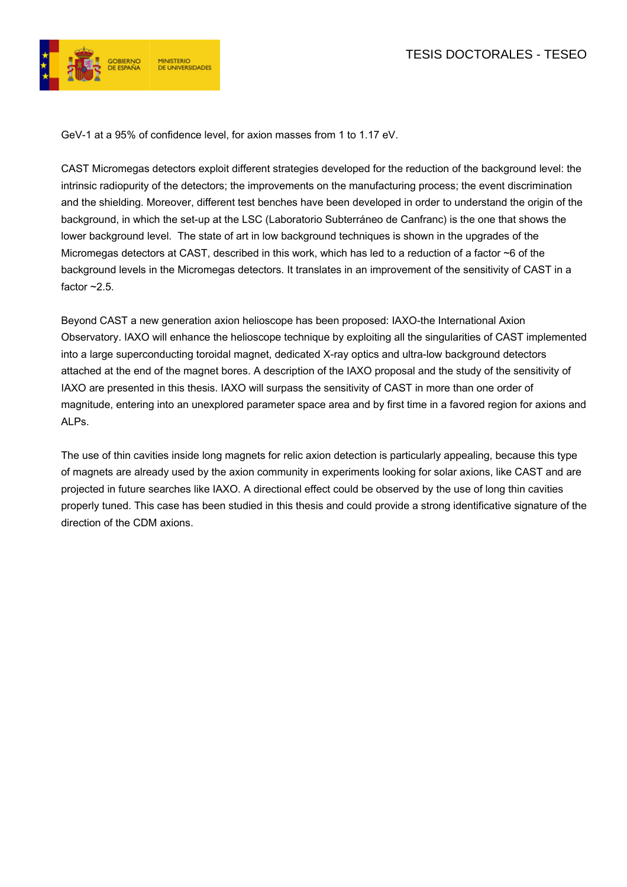GeV-1 at a 95% of confidence level, for axion masses from 1 to 1.17 eV.

CAST Micromegas detectors exploit different strategies developed for the reduction of the background level: the intrinsic radiopurity of the detectors; the improvements on the manufacturing process; the event discrimination and the shielding. Moreover, different test benches have been developed in order to understand the origin of the background, in which the set-up at the LSC (Laboratorio Subterráneo de Canfranc) is the one that shows the lower background level. The state of art in low background techniques is shown in the upgrades of the Micromegas detectors at CAST, described in this work, which has led to a reduction of a factor ~6 of the background levels in the Micromegas detectors. It translates in an improvement of the sensitivity of CAST in a factor ~2.5.

Beyond CAST a new generation axion helioscope has been proposed: IAXO-the International Axion Observatory. IAXO will enhance the helioscope technique by exploiting all the singularities of CAST implemented into a large superconducting toroidal magnet, dedicated X-ray optics and ultra-low background detectors attached at the end of the magnet bores. A description of the IAXO proposal and the study of the sensitivity of IAXO are presented in this thesis. IAXO will surpass the sensitivity of CAST in more than one order of magnitude, entering into an unexplored parameter space area and by first time in a favored region for axions and ALPs.

The use of thin cavities inside long magnets for relic axion detection is particularly appealing, because this type of magnets are already used by the axion community in experiments looking for solar axions, like CAST and are projected in future searches like IAXO. A directional effect could be observed by the use of long thin cavities properly tuned. This case has been studied in this thesis and could provide a strong identificative signature of the direction of the CDM axions.